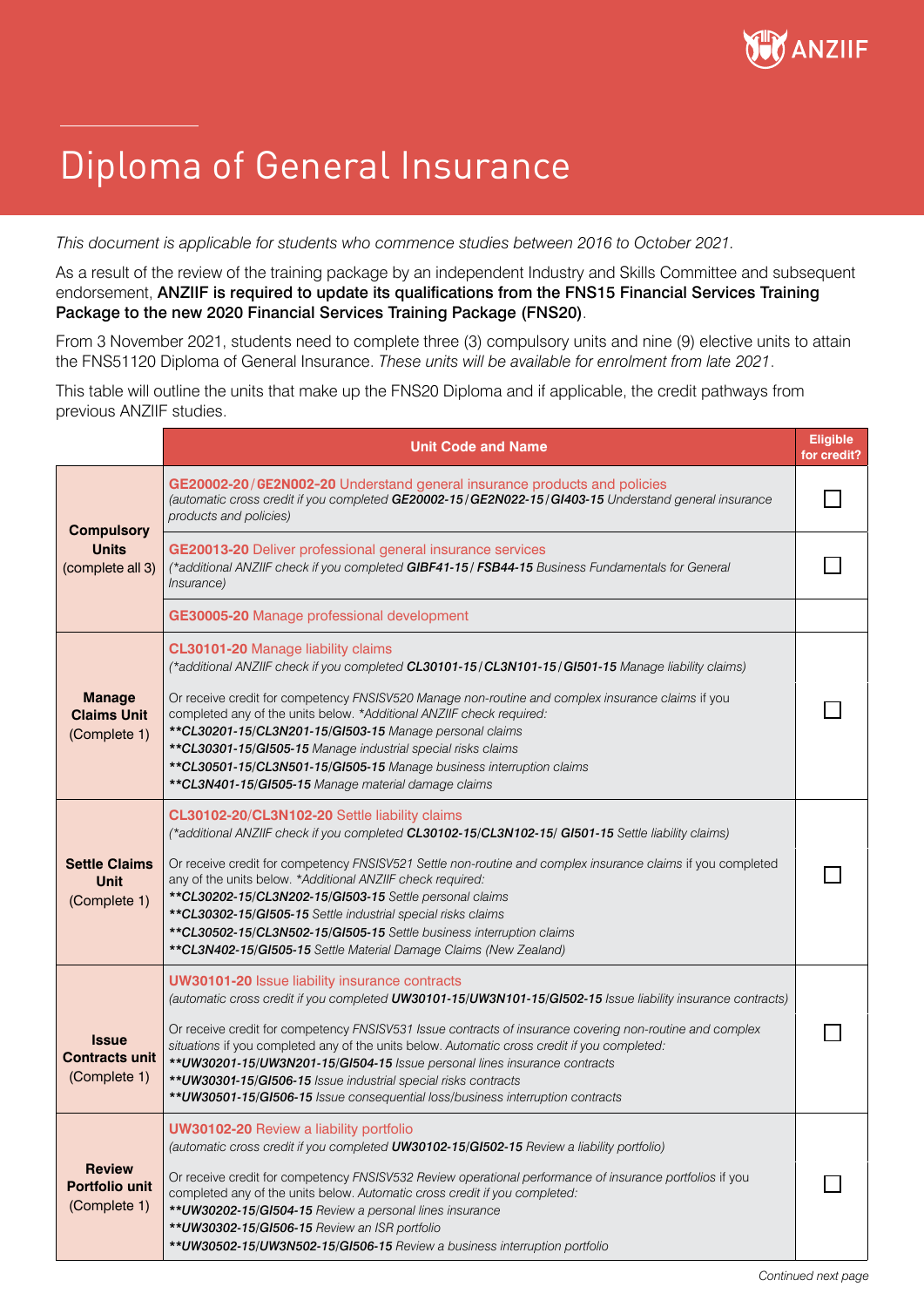# Diploma of General Insurance

*This document is applicable for students who commence studies between 2016 to October 2021.*

As a result of the review of the training package by an independent Industry and Skills Committee and subsequent endorsement, **ANZIIF is required to update its qualifications from the FNS15 Financial Services Training Package to the new 2020 Financial Services Training Package (FNS20)**.

From 3 November 2021, students need to complete three (3) compulsory units and nine (9) elective units to attain the FNS51120 Diploma of General Insurance. *These units will be available for enrolment from late 2021*.

This table will outline the units that make up the FNS20 Diploma and if applicable, the credit pathways from previous ANZIIF studies.

| | Unit Code and Name | Eligible for credit? |
|---|---|---|
| **Compulsory Units** (complete all 3) | **GE20002-20 / GE2N002-20** Understand general insurance products and policies<br>*(automatic cross credit if you completed **GE20002-15 / GE2N022-15 / GI403-15** Understand general insurance products and policies)* | ☐ |
| | **GE20013-20** Deliver professional general insurance services<br>*(\*additional ANZIIF check if you completed **GIBF41-15 / FSB44-15** Business Fundamentals for General Insurance)* | ☐ |
| | **GE30005-20** Manage professional development | |
| **Manage Claims Unit** (Complete 1) | **CL30101-20** Manage liability claims<br>*(\*additional ANZIIF check if you completed **CL30101-15 / CL3N101-15 / GI501-15** Manage liability claims)*<br><br>Or receive credit for competency *FNSISV520 Manage non-routine and complex insurance claims* if you completed any of the units below. *\*Additional ANZIIF check required:*<br>***\*\*CL30201-15/CL3N201-15/GI503-15** Manage personal claims*<br>***\*\*CL30301-15/GI505-15** Manage industrial special risks claims*<br>***\*\*CL30501-15/CL3N501-15/GI505-15** Manage business interruption claims*<br>***\*\*CL3N401-15/GI505-15** Manage material damage claims* | ☐ |
| **Settle Claims Unit** (Complete 1) | **CL30102-20/CL3N102-20** Settle liability claims<br>*(\*additional ANZIIF check if you completed **CL30102-15/CL3N102-15/ GI501-15** Settle liability claims)*<br><br>Or receive credit for competency *FNSISV521 Settle non-routine and complex insurance claims* if you completed any of the units below. *\*Additional ANZIIF check required:*<br>***\*\*CL30202-15/CL3N202-15/GI503-15** Settle personal claims*<br>***\*\*CL30302-15/GI505-15** Settle industrial special risks claims*<br>***\*\*CL30502-15/CL3N502-15/GI505-15** Settle business interruption claims*<br>***\*\*CL3N402-15/GI505-15** Settle Material Damage Claims (New Zealand)* | ☐ |
| **Issue Contracts unit** (Complete 1) | **UW30101-20** Issue liability insurance contracts<br>*(automatic cross credit if you completed **UW30101-15/UW3N101-15/GI502-15** Issue liability insurance contracts)*<br><br>Or receive credit for competency *FNSISV531 Issue contracts of insurance covering non-routine and complex situations* if you completed any of the units below. *Automatic cross credit if you completed:*<br>***\*\*UW30201-15/UW3N201-15/GI504-15** Issue personal lines insurance contracts*<br>***\*\*UW30301-15/GI506-15** Issue industrial special risks contracts*<br>***\*\*UW30501-15/GI506-15** Issue consequential loss/business interruption contracts* | ☐ |
| **Review Portfolio unit** (Complete 1) | **UW30102-20** Review a liability portfolio<br>*(automatic cross credit if you completed **UW30102-15/GI502-15** Review a liability portfolio)*<br><br>Or receive credit for competency *FNSISV532 Review operational performance of insurance portfolios* if you completed any of the units below. *Automatic cross credit if you completed:*<br>***\*\*UW30202-15/GI504-15** Review a personal lines insurance*<br>***\*\*UW30302-15/GI506-15** Review an ISR portfolio*<br>***\*\*UW30502-15/UW3N502-15/GI506-15** Review a business interruption portfolio* | ☐ |

*Continued next page*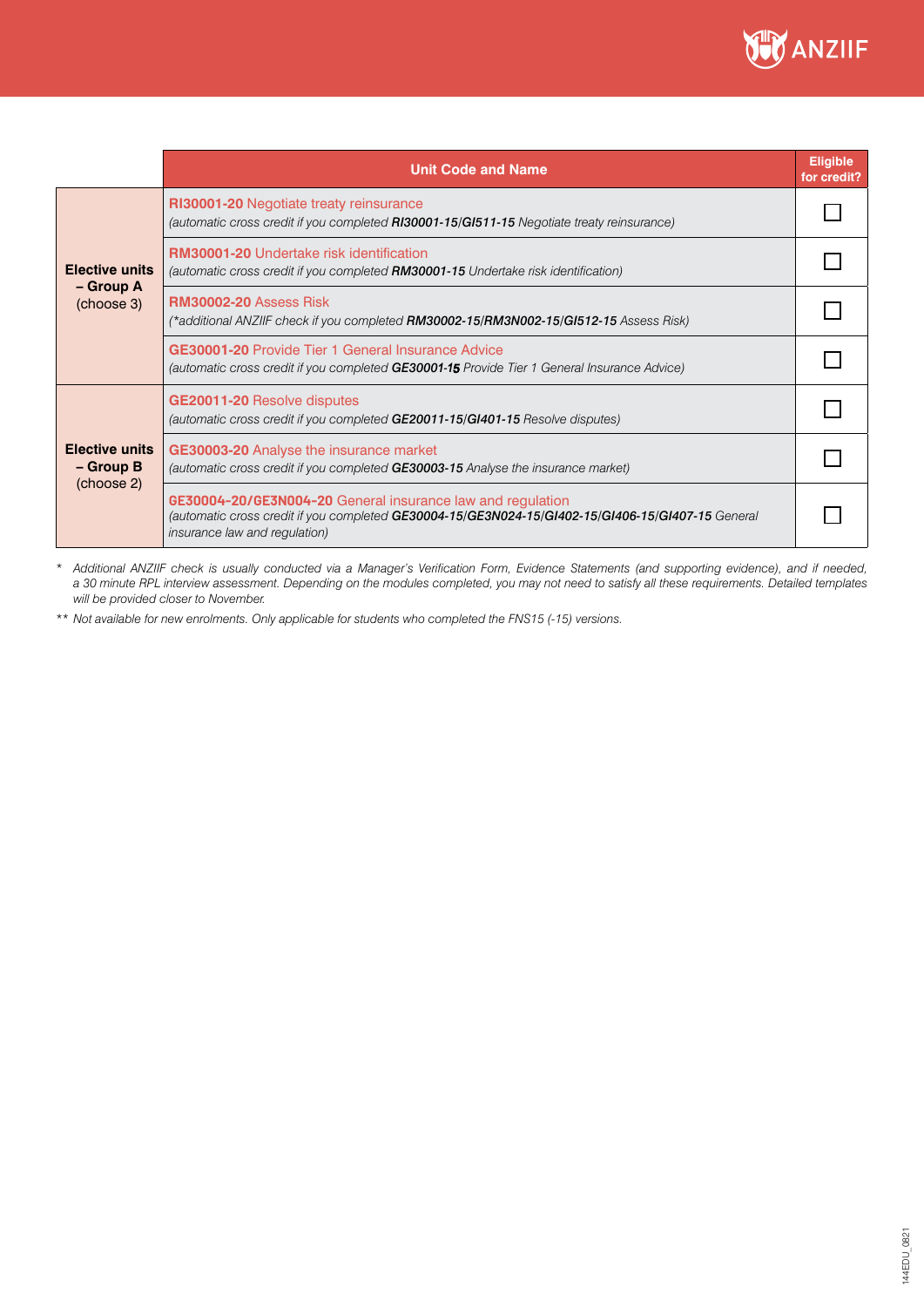| | Unit Code and Name | Eligible for credit? |
|---|---|---|
| **Elective units – Group A** (choose 3) | **RI30001-20** Negotiate treaty reinsurance<br>*(automatic cross credit if you completed **RI30001-15/GI511-15** Negotiate treaty reinsurance)* | ☐ |
| | **RM30001-20** Undertake risk identification<br>*(automatic cross credit if you completed **RM30001-15** Undertake risk identification)* | ☐ |
| | **RM30002-20** Assess Risk<br>*(\*additional ANZIIF check if you completed **RM30002-15/RM3N002-15/GI512-15** Assess Risk)* | ☐ |
| | **GE30001-20** Provide Tier 1 General Insurance Advice<br>*(automatic cross credit if you completed **GE30001-15** Provide Tier 1 General Insurance Advice)* | ☐ |
| **Elective units – Group B** (choose 2) | **GE20011-20** Resolve disputes<br>*(automatic cross credit if you completed **GE20011-15/GI401-15** Resolve disputes)* | ☐ |
| | **GE30003-20** Analyse the insurance market<br>*(automatic cross credit if you completed **GE30003-15** Analyse the insurance market)* | ☐ |
| | **GE30004-20/GE3N004-20** General insurance law and regulation<br>*(automatic cross credit if you completed **GE30004-15/GE3N024-15/GI402-15/GI406-15/GI407-15** General insurance law and regulation)* | ☐ |

\* *Additional ANZIIF check is usually conducted via a Manager's Verification Form, Evidence Statements (and supporting evidence), and if needed, a 30 minute RPL interview assessment. Depending on the modules completed, you may not need to satisfy all these requirements. Detailed templates will be provided closer to November.*

\*\* *Not available for new enrolments. Only applicable for students who completed the FNS15 (-15) versions.*